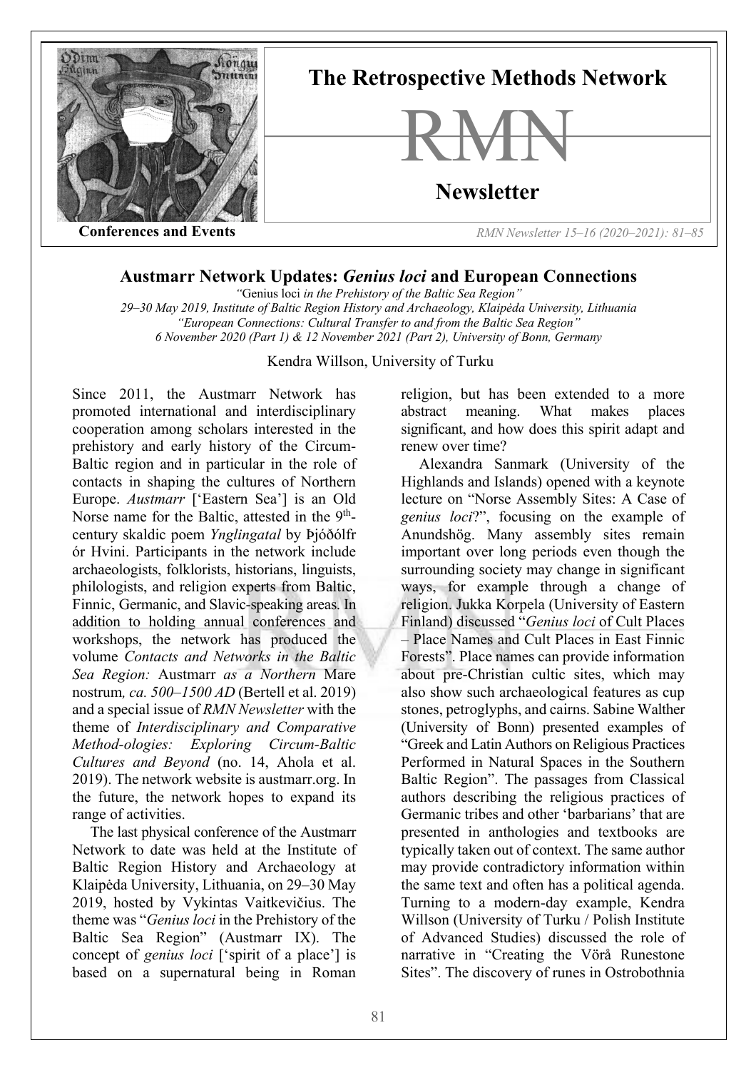**Conferences and Events**

# Austmarr Network Updates: *Genius loci* and European Connections

*"*Genius loci *in the Prehistory of the Baltic Sea Region"*
*29–30 May 2019, Institute of Baltic Region History and Archaeology, Klaipėda University, Lithuania*
*"European Connections: Cultural Transfer to and from the Baltic Sea Region"*
*6 November 2020 (Part 1) & 12 November 2021 (Part 2), University of Bonn, Germany*

Kendra Willson, University of Turku

Since 2011, the Austmarr Network has promoted international and interdisciplinary cooperation among scholars interested in the prehistory and early history of the Circum-Baltic region and in particular in the role of contacts in shaping the cultures of Northern Europe. *Austmarr* ['Eastern Sea'] is an Old Norse name for the Baltic, attested in the 9th-century skaldic poem *Ynglingatal* by Þjóðólfr ór Hvini. Participants in the network include archaeologists, folklorists, historians, linguists, philologists, and religion experts from Baltic, Finnic, Germanic, and Slavic-speaking areas. In addition to holding annual conferences and workshops, the network has produced the volume *Contacts and Networks in the Baltic Sea Region:* Austmarr *as a Northern* Mare nostrum*, ca. 500–1500 AD* (Bertell et al. 2019) and a special issue of *RMN Newsletter* with the theme of *Interdisciplinary and Comparative Method-ologies: Exploring Circum-Baltic Cultures and Beyond* (no. 14, Ahola et al. 2019). The network website is austmarr.org. In the future, the network hopes to expand its range of activities.

The last physical conference of the Austmarr Network to date was held at the Institute of Baltic Region History and Archaeology at Klaipėda University, Lithuania, on 29–30 May 2019, hosted by Vykintas Vaitkevičius. The theme was "*Genius loci* in the Prehistory of the Baltic Sea Region" (Austmarr IX). The concept of *genius loci* ['spirit of a place'] is based on a supernatural being in Roman religion, but has been extended to a more abstract meaning. What makes places significant, and how does this spirit adapt and renew over time?

Alexandra Sanmark (University of the Highlands and Islands) opened with a keynote lecture on "Norse Assembly Sites: A Case of *genius loci*?", focusing on the example of Anundshög. Many assembly sites remain important over long periods even though the surrounding society may change in significant ways, for example through a change of religion. Jukka Korpela (University of Eastern Finland) discussed "*Genius loci* of Cult Places – Place Names and Cult Places in East Finnic Forests". Place names can provide information about pre-Christian cultic sites, which may also show such archaeological features as cup stones, petroglyphs, and cairns. Sabine Walther (University of Bonn) presented examples of "Greek and Latin Authors on Religious Practices Performed in Natural Spaces in the Southern Baltic Region". The passages from Classical authors describing the religious practices of Germanic tribes and other 'barbarians' that are presented in anthologies and textbooks are typically taken out of context. The same author may provide contradictory information within the same text and often has a political agenda. Turning to a modern-day example, Kendra Willson (University of Turku / Polish Institute of Advanced Studies) discussed the role of narrative in "Creating the Vörå Runestone Sites". The discovery of runes in Ostrobothnia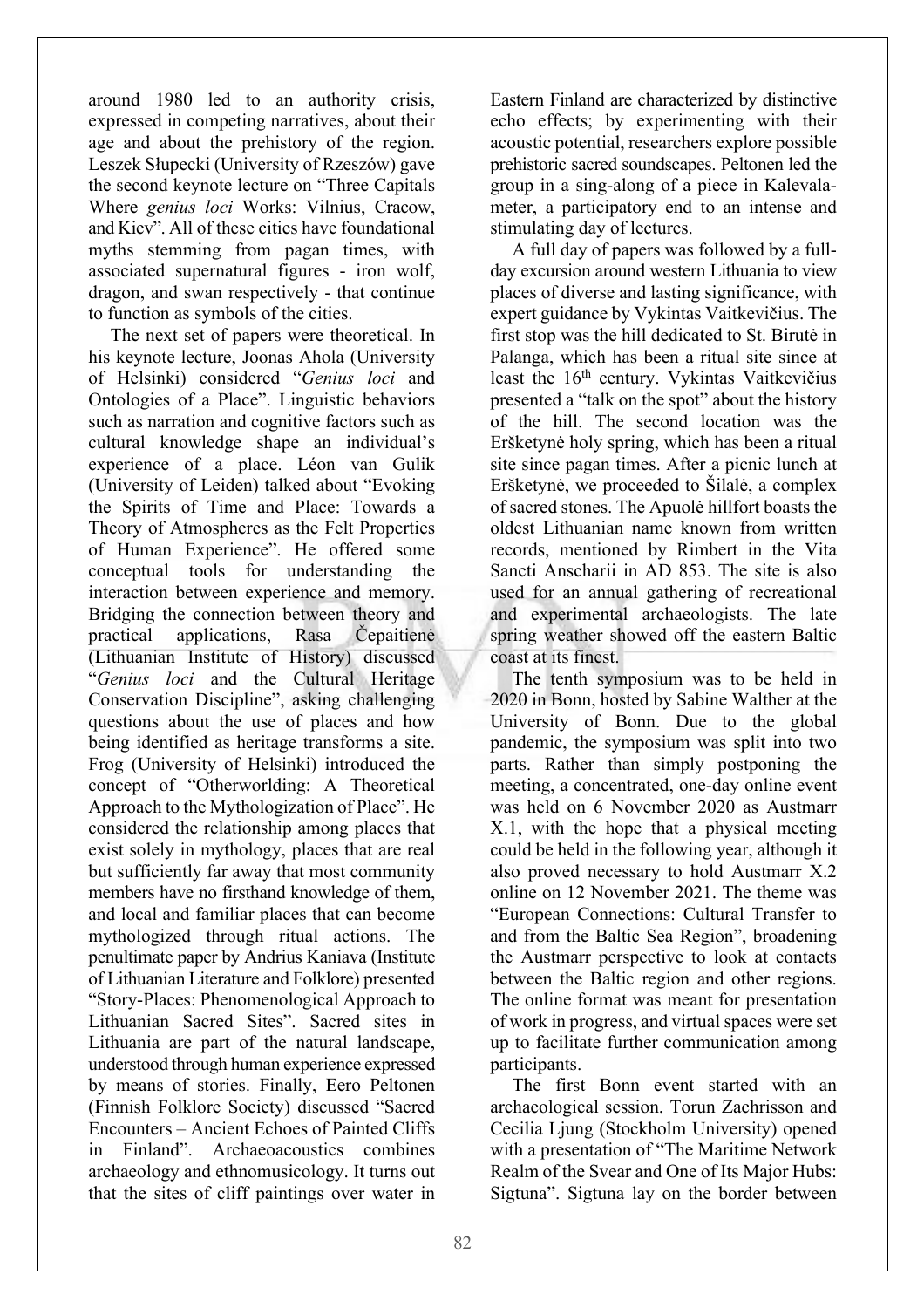around 1980 led to an authority crisis, expressed in competing narratives, about their age and about the prehistory of the region. Leszek Słupecki (University of Rzeszów) gave the second keynote lecture on "Three Capitals Where *genius loci* Works: Vilnius, Cracow, and Kiev". All of these cities have foundational myths stemming from pagan times, with associated supernatural figures - iron wolf, dragon, and swan respectively - that continue to function as symbols of the cities.

The next set of papers were theoretical. In his keynote lecture, Joonas Ahola (University of Helsinki) considered "*Genius loci* and Ontologies of a Place". Linguistic behaviors such as narration and cognitive factors such as cultural knowledge shape an individual's experience of a place. Léon van Gulik (University of Leiden) talked about "Evoking the Spirits of Time and Place: Towards a Theory of Atmospheres as the Felt Properties of Human Experience". He offered some conceptual tools for understanding the interaction between experience and memory. Bridging the connection between theory and practical applications, Rasa Čepaitienė (Lithuanian Institute of History) discussed "*Genius loci* and the Cultural Heritage Conservation Discipline", asking challenging questions about the use of places and how being identified as heritage transforms a site. Frog (University of Helsinki) introduced the concept of "Otherworlding: A Theoretical Approach to the Mythologization of Place". He considered the relationship among places that exist solely in mythology, places that are real but sufficiently far away that most community members have no firsthand knowledge of them, and local and familiar places that can become mythologized through ritual actions. The penultimate paper by Andrius Kaniava (Institute of Lithuanian Literature and Folklore) presented "Story-Places: Phenomenological Approach to Lithuanian Sacred Sites". Sacred sites in Lithuania are part of the natural landscape, understood through human experience expressed by means of stories. Finally, Eero Peltonen (Finnish Folklore Society) discussed "Sacred Encounters – Ancient Echoes of Painted Cliffs in Finland". Archaeoacoustics combines archaeology and ethnomusicology. It turns out that the sites of cliff paintings over water in Eastern Finland are characterized by distinctive echo effects; by experimenting with their acoustic potential, researchers explore possible prehistoric sacred soundscapes. Peltonen led the group in a sing-along of a piece in Kalevala-meter, a participatory end to an intense and stimulating day of lectures.

A full day of papers was followed by a full-day excursion around western Lithuania to view places of diverse and lasting significance, with expert guidance by Vykintas Vaitkevičius. The first stop was the hill dedicated to St. Birutė in Palanga, which has been a ritual site since at least the 16th century. Vykintas Vaitkevičius presented a "talk on the spot" about the history of the hill. The second location was the Eršketynė holy spring, which has been a ritual site since pagan times. After a picnic lunch at Eršketynė, we proceeded to Šilalė, a complex of sacred stones. The Apuolė hillfort boasts the oldest Lithuanian name known from written records, mentioned by Rimbert in the Vita Sancti Anscharii in AD 853. The site is also used for an annual gathering of recreational and experimental archaeologists. The late spring weather showed off the eastern Baltic coast at its finest.

The tenth symposium was to be held in 2020 in Bonn, hosted by Sabine Walther at the University of Bonn. Due to the global pandemic, the symposium was split into two parts. Rather than simply postponing the meeting, a concentrated, one-day online event was held on 6 November 2020 as Austmarr X.1, with the hope that a physical meeting could be held in the following year, although it also proved necessary to hold Austmarr X.2 online on 12 November 2021. The theme was "European Connections: Cultural Transfer to and from the Baltic Sea Region", broadening the Austmarr perspective to look at contacts between the Baltic region and other regions. The online format was meant for presentation of work in progress, and virtual spaces were set up to facilitate further communication among participants.

The first Bonn event started with an archaeological session. Torun Zachrisson and Cecilia Ljung (Stockholm University) opened with a presentation of "The Maritime Network Realm of the Svear and One of Its Major Hubs: Sigtuna". Sigtuna lay on the border between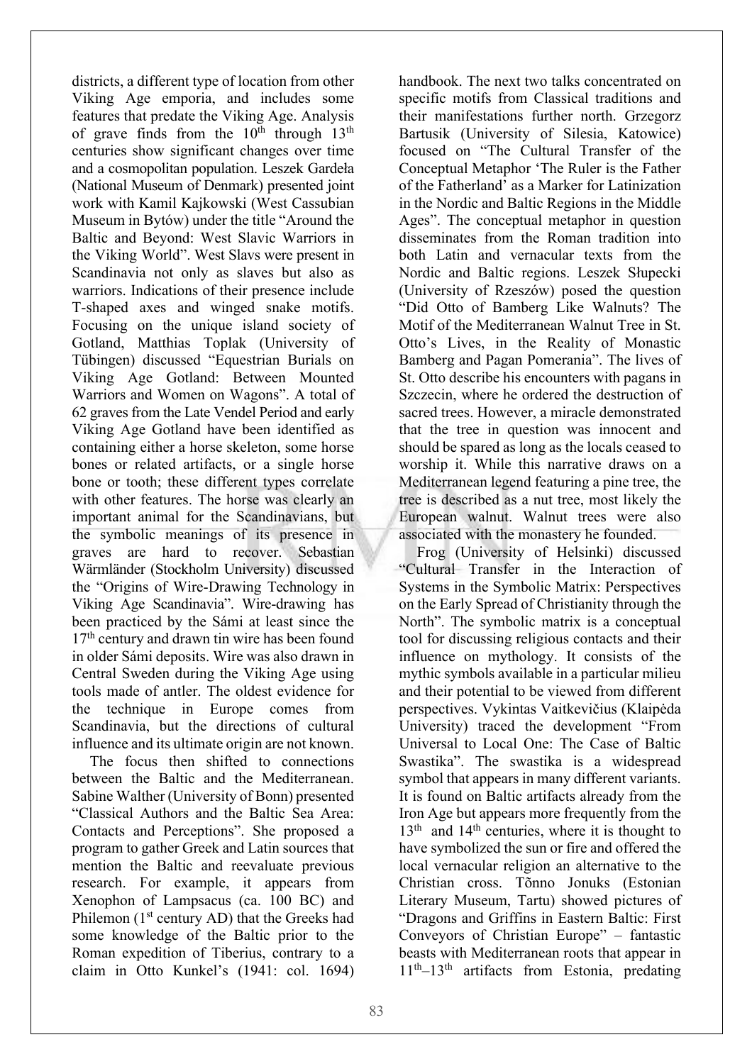districts, a different type of location from other Viking Age emporia, and includes some features that predate the Viking Age. Analysis of grave finds from the 10th through 13th centuries show significant changes over time and a cosmopolitan population. Leszek Gardeła (National Museum of Denmark) presented joint work with Kamil Kajkowski (West Cassubian Museum in Bytów) under the title "Around the Baltic and Beyond: West Slavic Warriors in the Viking World". West Slavs were present in Scandinavia not only as slaves but also as warriors. Indications of their presence include T-shaped axes and winged snake motifs. Focusing on the unique island society of Gotland, Matthias Toplak (University of Tübingen) discussed "Equestrian Burials on Viking Age Gotland: Between Mounted Warriors and Women on Wagons". A total of 62 graves from the Late Vendel Period and early Viking Age Gotland have been identified as containing either a horse skeleton, some horse bones or related artifacts, or a single horse bone or tooth; these different types correlate with other features. The horse was clearly an important animal for the Scandinavians, but the symbolic meanings of its presence in graves are hard to recover. Sebastian Wärmländer (Stockholm University) discussed the "Origins of Wire-Drawing Technology in Viking Age Scandinavia". Wire-drawing has been practiced by the Sámi at least since the 17th century and drawn tin wire has been found in older Sámi deposits. Wire was also drawn in Central Sweden during the Viking Age using tools made of antler. The oldest evidence for the technique in Europe comes from Scandinavia, but the directions of cultural influence and its ultimate origin are not known.

The focus then shifted to connections between the Baltic and the Mediterranean. Sabine Walther (University of Bonn) presented "Classical Authors and the Baltic Sea Area: Contacts and Perceptions". She proposed a program to gather Greek and Latin sources that mention the Baltic and reevaluate previous research. For example, it appears from Xenophon of Lampsacus (ca. 100 BC) and Philemon (1st century AD) that the Greeks had some knowledge of the Baltic prior to the Roman expedition of Tiberius, contrary to a claim in Otto Kunkel's (1941: col. 1694) handbook. The next two talks concentrated on specific motifs from Classical traditions and their manifestations further north. Grzegorz Bartusik (University of Silesia, Katowice) focused on "The Cultural Transfer of the Conceptual Metaphor 'The Ruler is the Father of the Fatherland' as a Marker for Latinization in the Nordic and Baltic Regions in the Middle Ages". The conceptual metaphor in question disseminates from the Roman tradition into both Latin and vernacular texts from the Nordic and Baltic regions. Leszek Słupecki (University of Rzeszów) posed the question "Did Otto of Bamberg Like Walnuts? The Motif of the Mediterranean Walnut Tree in St. Otto's Lives, in the Reality of Monastic Bamberg and Pagan Pomerania". The lives of St. Otto describe his encounters with pagans in Szczecin, where he ordered the destruction of sacred trees. However, a miracle demonstrated that the tree in question was innocent and should be spared as long as the locals ceased to worship it. While this narrative draws on a Mediterranean legend featuring a pine tree, the tree is described as a nut tree, most likely the European walnut. Walnut trees were also associated with the monastery he founded.

Frog (University of Helsinki) discussed "Cultural Transfer in the Interaction of Systems in the Symbolic Matrix: Perspectives on the Early Spread of Christianity through the North". The symbolic matrix is a conceptual tool for discussing religious contacts and their influence on mythology. It consists of the mythic symbols available in a particular milieu and their potential to be viewed from different perspectives. Vykintas Vaitkevičius (Klaipėda University) traced the development "From Universal to Local One: The Case of Baltic Swastika". The swastika is a widespread symbol that appears in many different variants. It is found on Baltic artifacts already from the Iron Age but appears more frequently from the 13th and 14th centuries, where it is thought to have symbolized the sun or fire and offered the local vernacular religion an alternative to the Christian cross. Tõnno Jonuks (Estonian Literary Museum, Tartu) showed pictures of "Dragons and Griffins in Eastern Baltic: First Conveyors of Christian Europe" – fantastic beasts with Mediterranean roots that appear in 11th–13th artifacts from Estonia, predating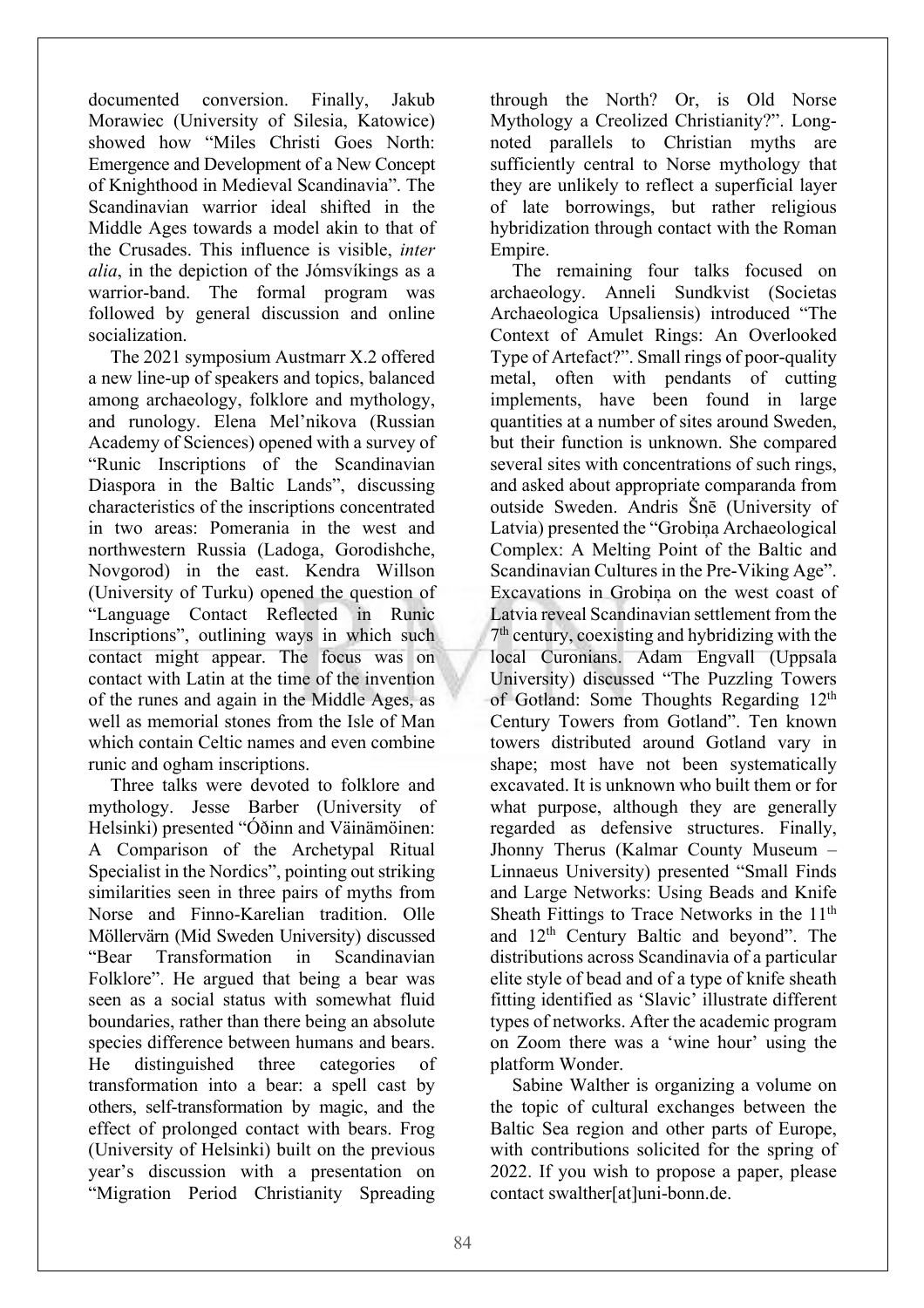documented conversion. Finally, Jakub Morawiec (University of Silesia, Katowice) showed how "Miles Christi Goes North: Emergence and Development of a New Concept of Knighthood in Medieval Scandinavia". The Scandinavian warrior ideal shifted in the Middle Ages towards a model akin to that of the Crusades. This influence is visible, *inter alia*, in the depiction of the Jómsvíkings as a warrior-band. The formal program was followed by general discussion and online socialization.

The 2021 symposium Austmarr X.2 offered a new line-up of speakers and topics, balanced among archaeology, folklore and mythology, and runology. Elena Mel'nikova (Russian Academy of Sciences) opened with a survey of "Runic Inscriptions of the Scandinavian Diaspora in the Baltic Lands", discussing characteristics of the inscriptions concentrated in two areas: Pomerania in the west and northwestern Russia (Ladoga, Gorodishche, Novgorod) in the east. Kendra Willson (University of Turku) opened the question of "Language Contact Reflected in Runic Inscriptions", outlining ways in which such contact might appear. The focus was on contact with Latin at the time of the invention of the runes and again in the Middle Ages, as well as memorial stones from the Isle of Man which contain Celtic names and even combine runic and ogham inscriptions.

Three talks were devoted to folklore and mythology. Jesse Barber (University of Helsinki) presented "Óðinn and Väinämöinen: A Comparison of the Archetypal Ritual Specialist in the Nordics", pointing out striking similarities seen in three pairs of myths from Norse and Finno-Karelian tradition. Olle Möllervärn (Mid Sweden University) discussed "Bear Transformation in Scandinavian Folklore". He argued that being a bear was seen as a social status with somewhat fluid boundaries, rather than there being an absolute species difference between humans and bears. He distinguished three categories of transformation into a bear: a spell cast by others, self-transformation by magic, and the effect of prolonged contact with bears. Frog (University of Helsinki) built on the previous year's discussion with a presentation on "Migration Period Christianity Spreading through the North? Or, is Old Norse Mythology a Creolized Christianity?". Long-noted parallels to Christian myths are sufficiently central to Norse mythology that they are unlikely to reflect a superficial layer of late borrowings, but rather religious hybridization through contact with the Roman Empire.

The remaining four talks focused on archaeology. Anneli Sundkvist (Societas Archaeologica Upsaliensis) introduced "The Context of Amulet Rings: An Overlooked Type of Artefact?". Small rings of poor-quality metal, often with pendants of cutting implements, have been found in large quantities at a number of sites around Sweden, but their function is unknown. She compared several sites with concentrations of such rings, and asked about appropriate comparanda from outside Sweden. Andris Šnē (University of Latvia) presented the "Grobiņa Archaeological Complex: A Melting Point of the Baltic and Scandinavian Cultures in the Pre-Viking Age". Excavations in Grobiņa on the west coast of Latvia reveal Scandinavian settlement from the 7th century, coexisting and hybridizing with the local Curonians. Adam Engvall (Uppsala University) discussed "The Puzzling Towers of Gotland: Some Thoughts Regarding 12th Century Towers from Gotland". Ten known towers distributed around Gotland vary in shape; most have not been systematically excavated. It is unknown who built them or for what purpose, although they are generally regarded as defensive structures. Finally, Jhonny Therus (Kalmar County Museum – Linnaeus University) presented "Small Finds and Large Networks: Using Beads and Knife Sheath Fittings to Trace Networks in the 11th and 12th Century Baltic and beyond". The distributions across Scandinavia of a particular elite style of bead and of a type of knife sheath fitting identified as 'Slavic' illustrate different types of networks. After the academic program on Zoom there was a 'wine hour' using the platform Wonder.

Sabine Walther is organizing a volume on the topic of cultural exchanges between the Baltic Sea region and other parts of Europe, with contributions solicited for the spring of 2022. If you wish to propose a paper, please contact swalther[at]uni-bonn.de.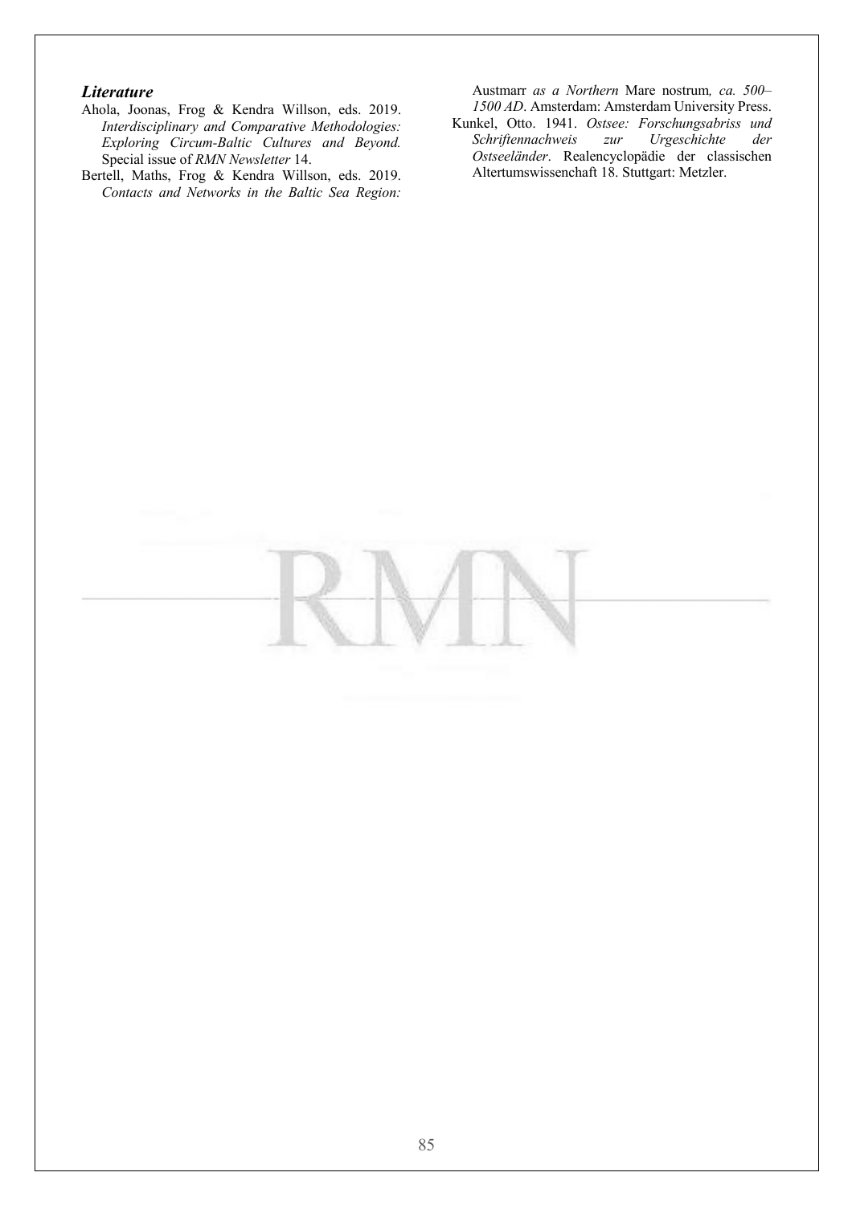### *Literature*

Ahola, Joonas, Frog & Kendra Willson, eds. 2019. *Interdisciplinary and Comparative Methodologies: Exploring Circum-Baltic Cultures and Beyond.* Special issue of *RMN Newsletter* 14.

Bertell, Maths, Frog & Kendra Willson, eds. 2019. *Contacts and Networks in the Baltic Sea Region:* Austmarr *as a Northern* Mare nostrum*, ca. 500–1500 AD*. Amsterdam: Amsterdam University Press.

Kunkel, Otto. 1941. *Ostsee: Forschungsabriss und Schriftennachweis zur Urgeschichte der Ostseeländer*. Realencyclopädie der classischen Altertumswissenschaft 18. Stuttgart: Metzler.